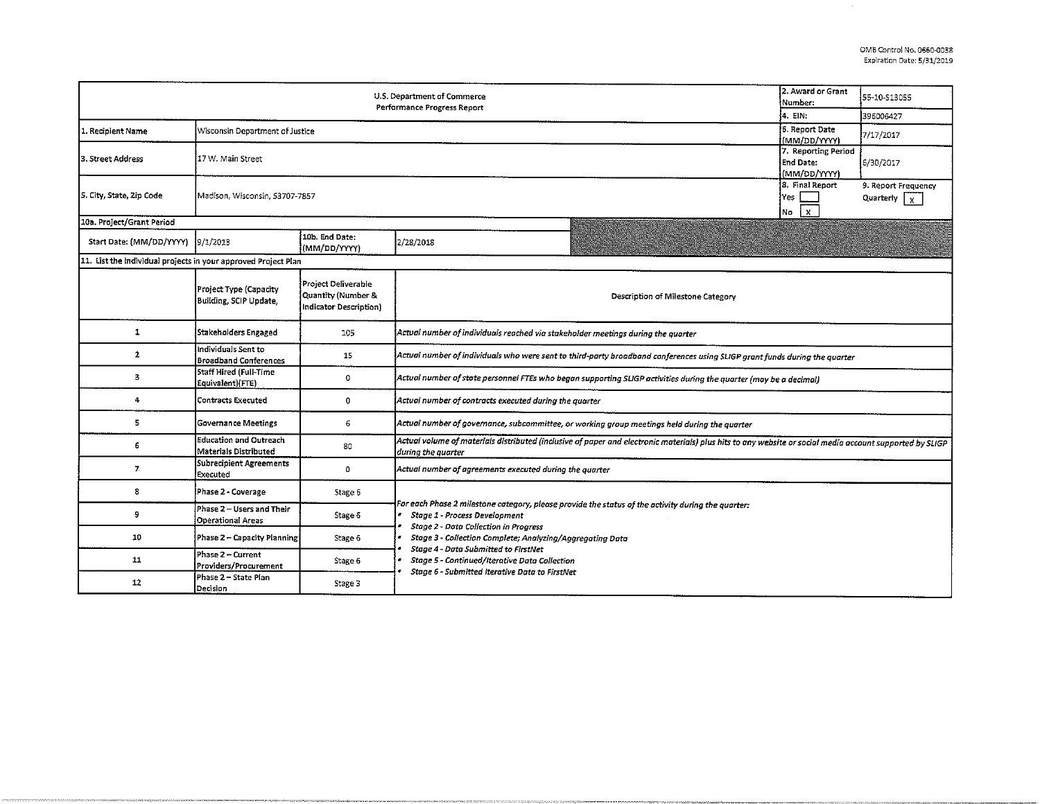OMB Control No. 0660-0038
Expiration Date: 5/31/2019

| U.S. Department of Commerce Performance Progress Report | | | | 2. Award or Grant Number: | 55-10-S13055 |
|---|---|---|---|---|---|
| | | | | 4. EIN: | 396006427 |
| 1. Recipient Name | Wisconsin Department of Justice | | | 6. Report Date (MM/DD/YYYY) | 7/17/2017 |
| 3. Street Address | 17 W. Main Street | | | 7. Reporting Period End Date: (MM/DD/YYYY) | 6/30/2017 |
| 5. City, State, Zip Code | Madison, Wisconsin, 53707-7857 | | | 8. Final Report Yes [ ] No [X] | 9. Report Frequency Quarterly [X] |
| 10a. Project/Grant Period | | | | | |
| Start Date: (MM/DD/YYYY) | 9/1/2013 | 10b. End Date: (MM/DD/YYYY) | 2/28/2018 | | |

11. List the individual projects in your approved Project Plan

| | Project Type (Capacity Building, SCIP Update, | Project Deliverable Quantity (Number & Indicator Description) | Description of Milestone Category |
|---|---|---|---|
| 1 | Stakeholders Engaged | 105 | *Actual number of individuals reached via stakeholder meetings during the quarter* |
| 2 | Individuals Sent to Broadband Conferences | 15 | *Actual number of individuals who were sent to third-party broadband conferences using SLIGP grant funds during the quarter* |
| 3 | Staff Hired (Full-Time Equivalent)(FTE) | 0 | *Actual number of state personnel FTEs who began supporting SLIGP activities during the quarter (may be a decimal)* |
| 4 | Contracts Executed | 0 | *Actual number of contracts executed during the quarter* |
| 5 | Governance Meetings | 6 | *Actual number of governance, subcommittee, or working group meetings held during the quarter* |
| 6 | Education and Outreach Materials Distributed | 80 | *Actual volume of materials distributed (inclusive of paper and electronic materials) plus hits to any website or social media account supported by SLIGP during the quarter* |
| 7 | Subrecipient Agreements Executed | 0 | *Actual number of agreements executed during the quarter* |
| 8 | Phase 2 - Coverage | Stage 6 | *For each Phase 2 milestone category, please provide the status of the activity during the quarter:* <br> • *Stage 1 - Process Development* <br> • *Stage 2 - Data Collection in Progress* <br> • *Stage 3 - Collection Complete; Analyzing/Aggregating Data* <br> • *Stage 4 - Data Submitted to FirstNet* <br> • *Stage 5 - Continued/Iterative Data Collection* <br> • *Stage 6 - Submitted Iterative Data to FirstNet* |
| 9 | Phase 2 – Users and Their Operational Areas | Stage 6 | |
| 10 | Phase 2 – Capacity Planning | Stage 6 | |
| 11 | Phase 2 – Current Providers/Procurement | Stage 6 | |
| 12 | Phase 2 – State Plan Decision | Stage 3 | |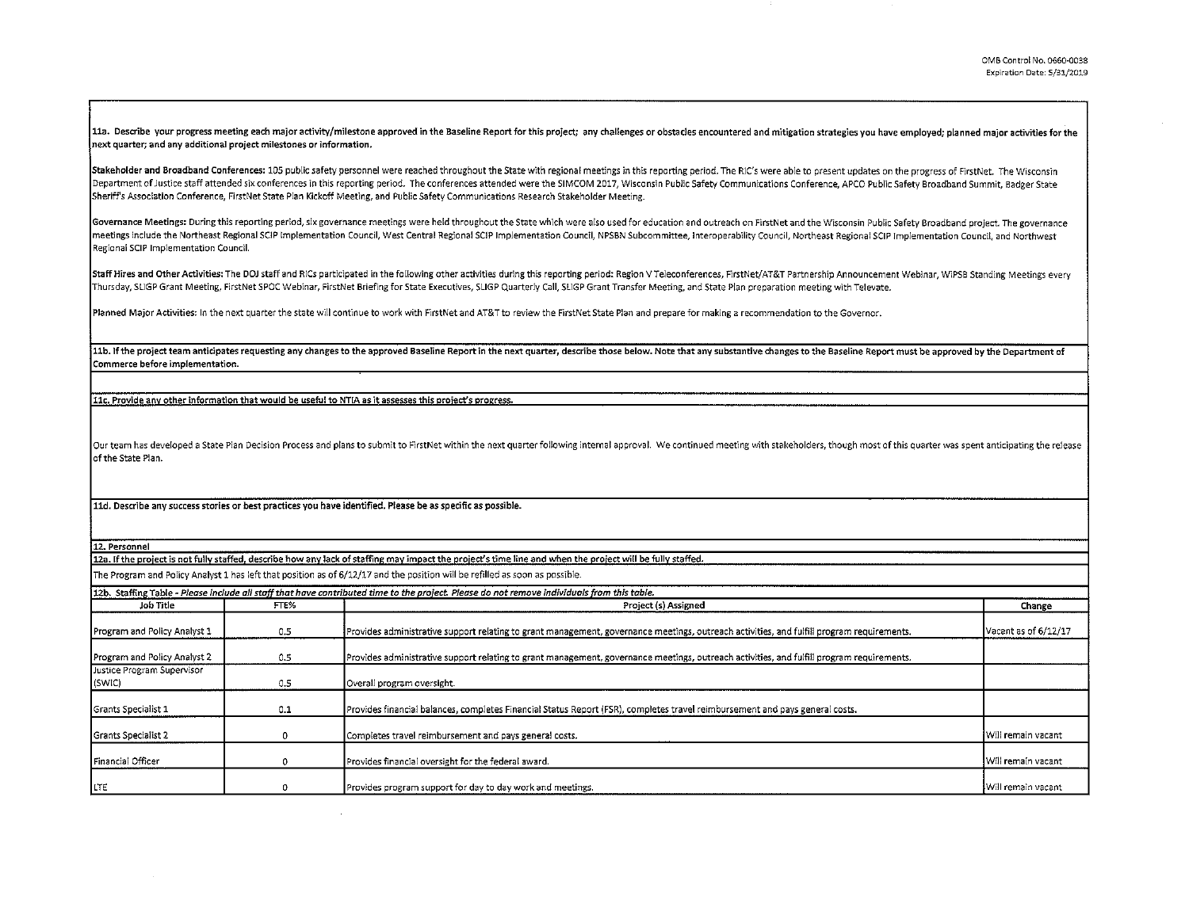OMB Control No. 0660-0038
Expiration Date: 5/31/2019

**11a. Describe your progress meeting each major activity/milestone approved in the Baseline Report for this project; any challenges or obstacles encountered and mitigation strategies you have employed; planned major activities for the next quarter; and any additional project milestones or information.**

**Stakeholder and Broadband Conferences:** 105 public safety personnel were reached throughout the State with regional meetings in this reporting period. The RIC's were able to present updates on the progress of FirstNet. The Wisconsin Department of Justice staff attended six conferences in this reporting period. The conferences attended were the SIMCOM 2017, Wisconsin Public Safety Communications Conference, APCO Public Safety Broadband Summit, Badger State Sheriff's Association Conference, FirstNet State Plan Kickoff Meeting, and Public Safety Communications Research Stakeholder Meeting.

**Governance Meetings:** During this reporting period, six governance meetings were held throughout the State which were also used for education and outreach on FirstNet and the Wisconsin Public Safety Broadband project. The governance meetings include the Northeast Regional SCIP Implementation Council, West Central Regional SCIP Implementation Council, NPSBN Subcommittee, Interoperability Council, Northeast Regional SCIP Implementation Council, and Northwest Regional SCIP Implementation Council.

**Staff Hires and Other Activities:** The DOJ staff and RICs participated in the following other activities during this reporting period: Region V Teleconferences, FirstNet/AT&T Partnership Announcement Webinar, WiPSB Standing Meetings every Thursday, SLIGP Grant Meeting, FirstNet SPOC Webinar, FirstNet Briefing for State Executives, SLIGP Quarterly Call, SLIGP Grant Transfer Meeting, and State Plan preparation meeting with Televate.

**Planned Major Activities:** In the next quarter the state will continue to work with FirstNet and AT&T to review the FirstNet State Plan and prepare for making a recommendation to the Governor.

**11b. If the project team anticipates requesting any changes to the approved Baseline Report in the next quarter, describe those below. Note that any substantive changes to the Baseline Report must be approved by the Department of Commerce before implementation.**

**11c. Provide any other information that would be useful to NTIA as it assesses this project's progress.**

Our team has developed a State Plan Decision Process and plans to submit to FirstNet within the next quarter following internal approval. We continued meeting with stakeholders, though most of this quarter was spent anticipating the release of the State Plan.

**11d. Describe any success stories or best practices you have identified. Please be as specific as possible.**

**12. Personnel**

**12a. If the project is not fully staffed, describe how any lack of staffing may impact the project's time line and when the project will be fully staffed.**

The Program and Policy Analyst 1 has left that position as of 6/12/17 and the position will be refilled as soon as possible.

**12b. Staffing Table** - *Please include all staff that have contributed time to the project. Please do not remove individuals from this table.*

| Job Title | FTE% | Project (s) Assigned | Change |
|---|---|---|---|
| Program and Policy Analyst 1 | 0.5 | Provides administrative support relating to grant management, governance meetings, outreach activities, and fulfill program requirements. | Vacant as of 6/12/17 |
| Program and Policy Analyst 2 | 0.5 | Provides administrative support relating to grant management, governance meetings, outreach activities, and fulfill program requirements. | |
| Justice Program Supervisor (SWIC) | 0.5 | Overall program oversight. | |
| Grants Specialist 1 | 0.1 | Provides financial balances, completes Financial Status Report (FSR), completes travel reimbursement and pays general costs. | |
| Grants Specialist 2 | 0 | Completes travel reimbursement and pays general costs. | Will remain vacant |
| Financial Officer | 0 | Provides financial oversight for the federal award. | Will remain vacant |
| LTE | 0 | Provides program support for day to day work and meetings. | Will remain vacant |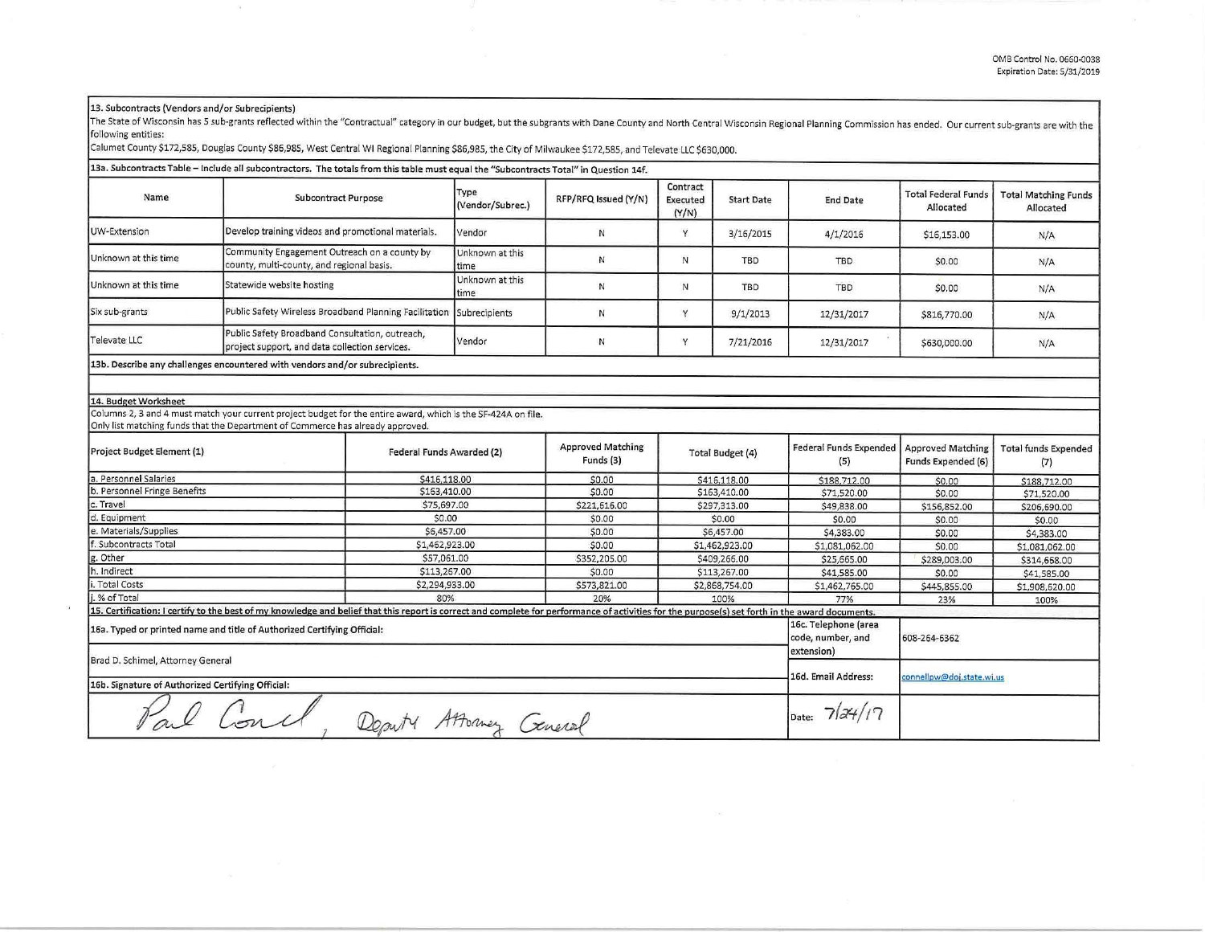OMB Control No. 0660-0038
Expiration Date: 5/31/2019

**13. Subcontracts (Vendors and/or Subrecipients)**

The State of Wisconsin has 5 sub-grants reflected within the "Contractual" category in our budget, but the subgrants with Dane County and North Central Wisconsin Regional Planning Commission has ended. Our current sub-grants are with the following entities:

Calumet County $172,585, Douglas County $86,985, West Central WI Regional Planning $86,985, the City of Milwaukee $172,585, and Televate LLC $630,000.

**13a. Subcontracts Table – Include all subcontractors. The totals from this table must equal the "Subcontracts Total" in Question 14f.**

| Name | Subcontract Purpose | Type (Vendor/Subrec.) | RFP/RFQ Issued (Y/N) | Contract Executed (Y/N) | Start Date | End Date | Total Federal Funds Allocated | Total Matching Funds Allocated |
|---|---|---|---|---|---|---|---|---|
| UW-Extension | Develop training videos and promotional materials. | Vendor | N | Y | 3/16/2015 | 4/1/2016 | $16,153.00 | N/A |
| Unknown at this time | Community Engagement Outreach on a county by county, multi-county, and regional basis. | Unknown at this time | N | N | TBD | TBD | $0.00 | N/A |
| Unknown at this time | Statewide website hosting | Unknown at this time | N | N | TBD | TBD | $0.00 | N/A |
| Six sub-grants | Public Safety Wireless Broadband Planning Facilitation | Subrecipients | N | Y | 9/1/2013 | 12/31/2017 | $816,770.00 | N/A |
| Televate LLC | Public Safety Broadband Consultation, outreach, project support, and data collection services. | Vendor | N | Y | 7/21/2016 | 12/31/2017 | $630,000.00 | N/A |

**13b. Describe any challenges encountered with vendors and/or subrecipients.**

**14. Budget Worksheet**

Columns 2, 3 and 4 must match your current project budget for the entire award, which is the SF-424A on file.
Only list matching funds that the Department of Commerce has already approved.

| Project Budget Element (1) | Federal Funds Awarded (2) | Approved Matching Funds (3) | Total Budget (4) | Federal Funds Expended (5) | Approved Matching Funds Expended (6) | Total funds Expended (7) |
|---|---|---|---|---|---|---|
| a. Personnel Salaries | $416,118.00 | $0.00 | $416,118.00 | $188,712.00 | $0.00 | $188,712.00 |
| b. Personnel Fringe Benefits | $163,410.00 | $0.00 | $163,410.00 | $71,520.00 | $0.00 | $71,520.00 |
| c. Travel | $75,697.00 | $221,616.00 | $297,313.00 | $49,838.00 | $156,852.00 | $206,690.00 |
| d. Equipment | $0.00 | $0.00 | $0.00 | $0.00 | $0.00 | $0.00 |
| e. Materials/Supplies | $6,457.00 | $0.00 | $6,457.00 | $4,383.00 | $0.00 | $4,383.00 |
| f. Subcontracts Total | $1,462,923.00 | $0.00 | $1,462,923.00 | $1,081,062.00 | $0.00 | $1,081,062.00 |
| g. Other | $57,061.00 | $352,205.00 | $409,266.00 | $25,665.00 | $289,003.00 | $314,668.00 |
| h. Indirect | $113,267.00 | $0.00 | $113,267.00 | $41,585.00 | $0.00 | $41,585.00 |
| i. Total Costs | $2,294,933.00 | $573,821.00 | $2,868,754.00 | $1,462,765.00 | $445,855.00 | $1,908,620.00 |
| j. % of Total | 80% | 20% | 100% | 77% | 23% | 100% |

**15. Certification: I certify to the best of my knowledge and belief that this report is correct and complete for performance of activities for the purpose(s) set forth in the award documents.**

| | | |
|---|---|---|
| **16a. Typed or printed name and title of Authorized Certifying Official:** Brad D. Schimel, Attorney General | 16c. Telephone (area code, number, and extension) | 608-264-6362 |
| | 16d. Email Address: | connellpw@doj.state.wi.us |
| **16b. Signature of Authorized Certifying Official:** Paul Connell, Deputy Attorney General | Date: 7/24/17 | |